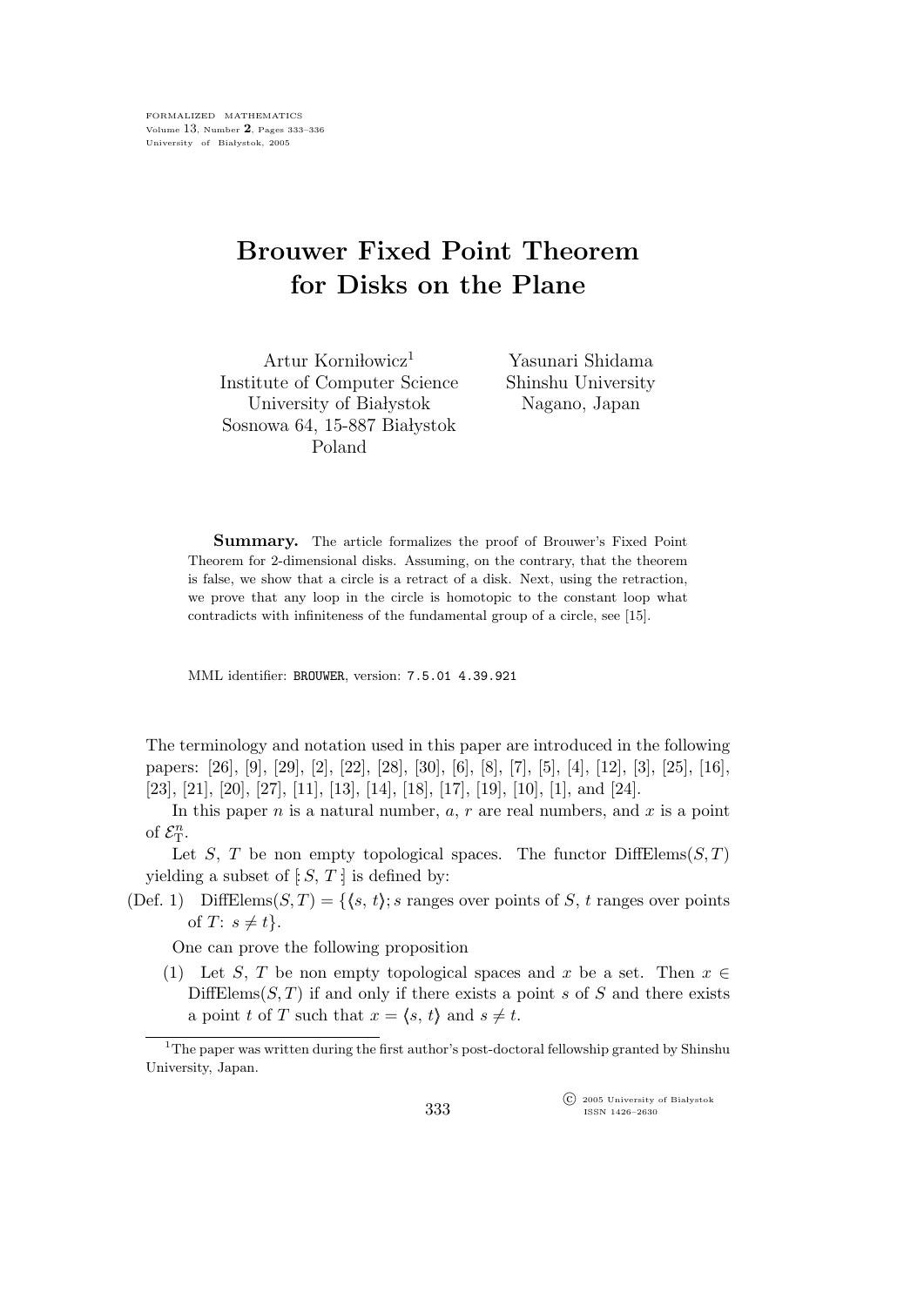# Brouwer Fixed Point Theorem for Disks on the Plane

Artur Korniłowicz[1]
Institute of Computer Science
University of Białystok
Sosnowa 64, 15-887 Białystok
Poland

Yasunari Shidama
Shinshu University
Nagano, Japan

**Summary.** The article formalizes the proof of Brouwer's Fixed Point Theorem for 2-dimensional disks. Assuming, on the contrary, that the theorem is false, we show that a circle is a retract of a disk. Next, using the retraction, we prove that any loop in the circle is homotopic to the constant loop what contradicts with infiniteness of the fundamental group of a circle, see [15].

MML identifier: `BROUWER`, version: `7.5.01 4.39.921`

The terminology and notation used in this paper are introduced in the following papers: [26], [9], [29], [2], [22], [28], [30], [6], [8], [7], [5], [4], [12], [3], [25], [16], [23], [21], [20], [27], [11], [13], [14], [18], [17], [19], [10], [1], and [24].

In this paper $n$ is a natural number, $a$, $r$ are real numbers, and $x$ is a point of $\mathcal{E}^n_{\mathrm{T}}$.

Let $S$, $T$ be non empty topological spaces. The functor $\mathrm{DiffElems}(S,T)$ yielding a subset of $[\!:S,\,T\,:\!]$ is defined by:

(Def. 1) $\mathrm{DiffElems}(S,T) = \{\langle s,\, t\rangle;$ $s$ ranges over points of $S$, $t$ ranges over points of $T$: $s \neq t\}$.

One can prove the following proposition

(1) Let $S$, $T$ be non empty topological spaces and $x$ be a set. Then $x \in \mathrm{DiffElems}(S,T)$ if and only if there exists a point $s$ of $S$ and there exists a point $t$ of $T$ such that $x = \langle s,\, t\rangle$ and $s \neq t$.

[1] The paper was written during the first author's post-doctoral fellowship granted by Shinshu University, Japan.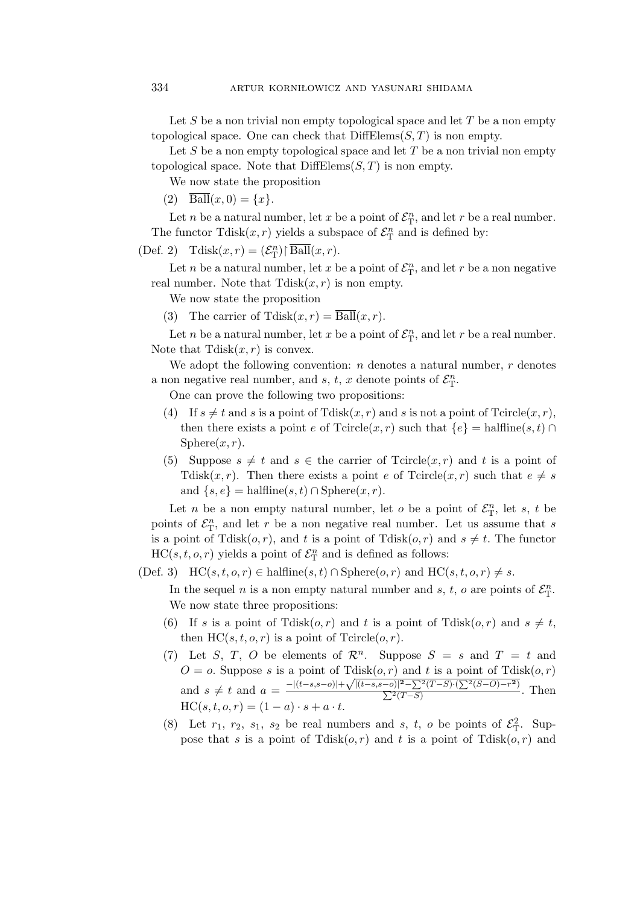Let $S$ be a non trivial non empty topological space and let $T$ be a non empty topological space. One can check that $\text{DiffElems}(S,T)$ is non empty.

Let $S$ be a non empty topological space and let $T$ be a non trivial non empty topological space. Note that $\text{DiffElems}(S,T)$ is non empty.

We now state the proposition

(2) $\overline{\text{Ball}}(x,0) = \{x\}$.

Let $n$ be a natural number, let $x$ be a point of $\mathcal{E}^n_{\rm T}$, and let $r$ be a real number. The functor $\text{Tdisk}(x,r)$ yields a subspace of $\mathcal{E}^n_{\rm T}$ and is defined by:

(Def. 2) $\text{Tdisk}(x,r) = (\mathcal{E}^n_{\rm T}) \restriction \overline{\text{Ball}}(x,r)$.

Let $n$ be a natural number, let $x$ be a point of $\mathcal{E}^n_{\rm T}$, and let $r$ be a non negative real number. Note that $\text{Tdisk}(x,r)$ is non empty.

We now state the proposition

(3) The carrier of $\text{Tdisk}(x,r) = \overline{\text{Ball}}(x,r)$.

Let $n$ be a natural number, let $x$ be a point of $\mathcal{E}^n_{\rm T}$, and let $r$ be a real number. Note that $\text{Tdisk}(x,r)$ is convex.

We adopt the following convention: $n$ denotes a natural number, $r$ denotes a non negative real number, and $s$, $t$, $x$ denote points of $\mathcal{E}^n_{\rm T}$.

One can prove the following two propositions:

(4) If $s \neq t$ and $s$ is a point of $\text{Tdisk}(x,r)$ and $s$ is not a point of $\text{Tcircle}(x,r)$, then there exists a point $e$ of $\text{Tcircle}(x,r)$ such that $\{e\} = \text{halfline}(s,t) \cap \text{Sphere}(x,r)$.

(5) Suppose $s \neq t$ and $s \in$ the carrier of $\text{Tcircle}(x,r)$ and $t$ is a point of $\text{Tdisk}(x,r)$. Then there exists a point $e$ of $\text{Tcircle}(x,r)$ such that $e \neq s$ and $\{s,e\} = \text{halfline}(s,t) \cap \text{Sphere}(x,r)$.

Let $n$ be a non empty natural number, let $o$ be a point of $\mathcal{E}^n_{\rm T}$, let $s$, $t$ be points of $\mathcal{E}^n_{\rm T}$, and let $r$ be a non negative real number. Let us assume that $s$ is a point of $\text{Tdisk}(o,r)$, and $t$ is a point of $\text{Tdisk}(o,r)$ and $s \neq t$. The functor $\text{HC}(s,t,o,r)$ yields a point of $\mathcal{E}^n_{\rm T}$ and is defined as follows:

(Def. 3) $\text{HC}(s,t,o,r) \in \text{halfline}(s,t) \cap \text{Sphere}(o,r)$ and $\text{HC}(s,t,o,r) \neq s$.

In the sequel $n$ is a non empty natural number and $s$, $t$, $o$ are points of $\mathcal{E}^n_{\rm T}$.

We now state three propositions:

(6) If $s$ is a point of $\text{Tdisk}(o,r)$ and $t$ is a point of $\text{Tdisk}(o,r)$ and $s \neq t$, then $\text{HC}(s,t,o,r)$ is a point of $\text{Tcircle}(o,r)$.

(7) Let $S$, $T$, $O$ be elements of $\mathcal{R}^n$. Suppose $S = s$ and $T = t$ and $O = o$. Suppose $s$ is a point of $\text{Tdisk}(o,r)$ and $t$ is a point of $\text{Tdisk}(o,r)$ and $s \neq t$ and $a = \frac{-|(t-s,s-o)| + \sqrt{|(t-s,s-o)|^{\mathbf{2}} - \sum^2(T-S) \cdot (\sum^2(S-O) - r^{\mathbf{2}})}}{\sum^2(T-S)}$. Then $\text{HC}(s,t,o,r) = (1-a) \cdot s + a \cdot t$.

(8) Let $r_1$, $r_2$, $s_1$, $s_2$ be real numbers and $s$, $t$, $o$ be points of $\mathcal{E}^2_{\rm T}$. Suppose that $s$ is a point of $\text{Tdisk}(o,r)$ and $t$ is a point of $\text{Tdisk}(o,r)$ and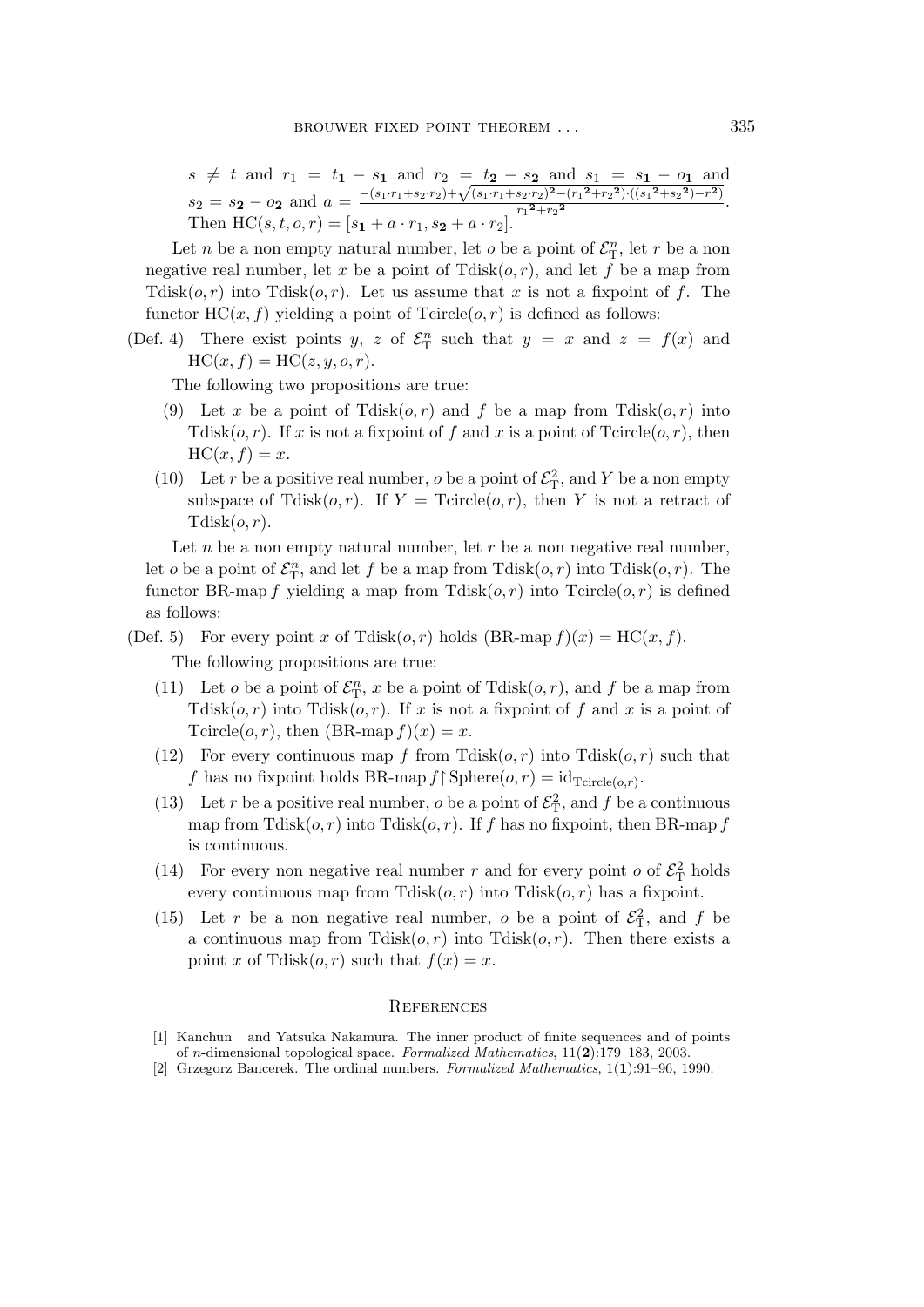$s \neq t$ and $r_1 = t_{\mathbf{1}} - s_{\mathbf{1}}$ and $r_2 = t_{\mathbf{2}} - s_{\mathbf{2}}$ and $s_1 = s_{\mathbf{1}} - o_{\mathbf{1}}$ and $s_2 = s_{\mathbf{2}} - o_{\mathbf{2}}$ and $a = \frac{-(s_1 \cdot r_1 + s_2 \cdot r_2) + \sqrt{(s_1 \cdot r_1 + s_2 \cdot r_2)^{\mathbf{2}} - (r_1{}^{\mathbf{2}} + r_2{}^{\mathbf{2}}) \cdot ((s_1{}^{\mathbf{2}} + s_2{}^{\mathbf{2}}) - r^{\mathbf{2}})}}{r_1{}^{\mathbf{2}} + r_2{}^{\mathbf{2}}}$.
Then $\mathrm{HC}(s, t, o, r) = [s_{\mathbf{1}} + a \cdot r_1, s_{\mathbf{2}} + a \cdot r_2]$.

Let $n$ be a non empty natural number, let $o$ be a point of $\mathcal{E}^n_{\mathrm{T}}$, let $r$ be a non negative real number, let $x$ be a point of $\mathrm{Tdisk}(o, r)$, and let $f$ be a map from $\mathrm{Tdisk}(o, r)$ into $\mathrm{Tdisk}(o, r)$. Let us assume that $x$ is not a fixpoint of $f$. The functor $\mathrm{HC}(x, f)$ yielding a point of $\mathrm{Tcircle}(o, r)$ is defined as follows:

(Def. 4) There exist points $y$, $z$ of $\mathcal{E}^n_{\mathrm{T}}$ such that $y = x$ and $z = f(x)$ and $\mathrm{HC}(x, f) = \mathrm{HC}(z, y, o, r)$.

The following two propositions are true:

(9) Let $x$ be a point of $\mathrm{Tdisk}(o, r)$ and $f$ be a map from $\mathrm{Tdisk}(o, r)$ into $\mathrm{Tdisk}(o, r)$. If $x$ is not a fixpoint of $f$ and $x$ is a point of $\mathrm{Tcircle}(o, r)$, then $\mathrm{HC}(x, f) = x$.

(10) Let $r$ be a positive real number, $o$ be a point of $\mathcal{E}^2_{\mathrm{T}}$, and $Y$ be a non empty subspace of $\mathrm{Tdisk}(o, r)$. If $Y = \mathrm{Tcircle}(o, r)$, then $Y$ is not a retract of $\mathrm{Tdisk}(o, r)$.

Let $n$ be a non empty natural number, let $r$ be a non negative real number, let $o$ be a point of $\mathcal{E}^n_{\mathrm{T}}$, and let $f$ be a map from $\mathrm{Tdisk}(o, r)$ into $\mathrm{Tdisk}(o, r)$. The functor BR-map $f$ yielding a map from $\mathrm{Tdisk}(o, r)$ into $\mathrm{Tcircle}(o, r)$ is defined as follows:

(Def. 5) For every point $x$ of $\mathrm{Tdisk}(o, r)$ holds $(\text{BR-map}\, f)(x) = \mathrm{HC}(x, f)$.

The following propositions are true:

(11) Let $o$ be a point of $\mathcal{E}^n_{\mathrm{T}}$, $x$ be a point of $\mathrm{Tdisk}(o, r)$, and $f$ be a map from $\mathrm{Tdisk}(o, r)$ into $\mathrm{Tdisk}(o, r)$. If $x$ is not a fixpoint of $f$ and $x$ is a point of $\mathrm{Tcircle}(o, r)$, then $(\text{BR-map}\, f)(x) = x$.

(12) For every continuous map $f$ from $\mathrm{Tdisk}(o, r)$ into $\mathrm{Tdisk}(o, r)$ such that $f$ has no fixpoint holds $\text{BR-map}\, f \restriction \mathrm{Sphere}(o, r) = \mathrm{id}_{\mathrm{Tcircle}(o,r)}$.

(13) Let $r$ be a positive real number, $o$ be a point of $\mathcal{E}^2_{\mathrm{T}}$, and $f$ be a continuous map from $\mathrm{Tdisk}(o, r)$ into $\mathrm{Tdisk}(o, r)$. If $f$ has no fixpoint, then BR-map $f$ is continuous.

(14) For every non negative real number $r$ and for every point $o$ of $\mathcal{E}^2_{\mathrm{T}}$ holds every continuous map from $\mathrm{Tdisk}(o, r)$ into $\mathrm{Tdisk}(o, r)$ has a fixpoint.

(15) Let $r$ be a non negative real number, $o$ be a point of $\mathcal{E}^2_{\mathrm{T}}$, and $f$ be a continuous map from $\mathrm{Tdisk}(o, r)$ into $\mathrm{Tdisk}(o, r)$. Then there exists a point $x$ of $\mathrm{Tdisk}(o, r)$ such that $f(x) = x$.

## References

[1] Kanchun and Yatsuka Nakamura. The inner product of finite sequences and of points of $n$-dimensional topological space. *Formalized Mathematics*, 11(**2**):179–183, 2003.

[2] Grzegorz Bancerek. The ordinal numbers. *Formalized Mathematics*, 1(**1**):91–96, 1990.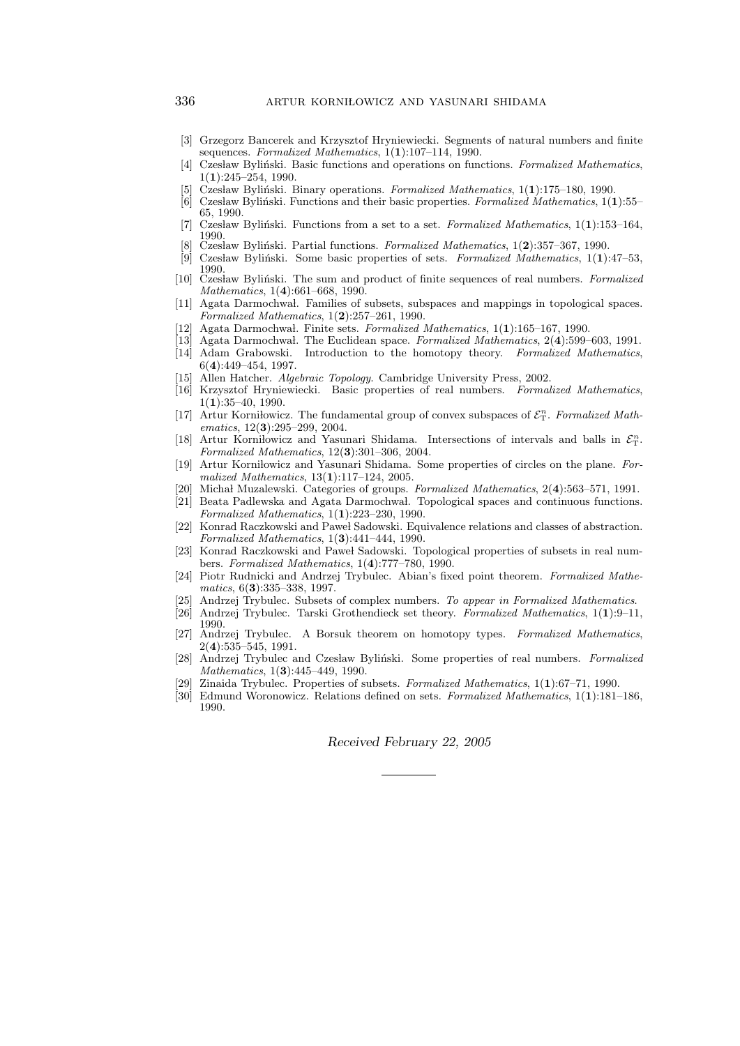[3] Grzegorz Bancerek and Krzysztof Hryniewiecki. Segments of natural numbers and finite sequences. *Formalized Mathematics*, 1(**1**):107–114, 1990.

[4] Czesław Byliński. Basic functions and operations on functions. *Formalized Mathematics*, 1(**1**):245–254, 1990.

[5] Czesław Byliński. Binary operations. *Formalized Mathematics*, 1(**1**):175–180, 1990.

[6] Czesław Byliński. Functions and their basic properties. *Formalized Mathematics*, 1(**1**):55–65, 1990.

[7] Czesław Byliński. Functions from a set to a set. *Formalized Mathematics*, 1(**1**):153–164, 1990.

[8] Czesław Byliński. Partial functions. *Formalized Mathematics*, 1(**2**):357–367, 1990.

[9] Czesław Byliński. Some basic properties of sets. *Formalized Mathematics*, 1(**1**):47–53, 1990.

[10] Czesław Byliński. The sum and product of finite sequences of real numbers. *Formalized Mathematics*, 1(**4**):661–668, 1990.

[11] Agata Darmochwał. Families of subsets, subspaces and mappings in topological spaces. *Formalized Mathematics*, 1(**2**):257–261, 1990.

[12] Agata Darmochwał. Finite sets. *Formalized Mathematics*, 1(**1**):165–167, 1990.

[13] Agata Darmochwał. The Euclidean space. *Formalized Mathematics*, 2(**4**):599–603, 1991.

[14] Adam Grabowski. Introduction to the homotopy theory. *Formalized Mathematics*, 6(**4**):449–454, 1997.

[15] Allen Hatcher. *Algebraic Topology*. Cambridge University Press, 2002.

[16] Krzysztof Hryniewiecki. Basic properties of real numbers. *Formalized Mathematics*, 1(**1**):35–40, 1990.

[17] Artur Korniłowicz. The fundamental group of convex subspaces of $\mathcal{E}^n_{\mathrm{T}}$. *Formalized Mathematics*, 12(**3**):295–299, 2004.

[18] Artur Korniłowicz and Yasunari Shidama. Intersections of intervals and balls in $\mathcal{E}^n_{\mathrm{T}}$. *Formalized Mathematics*, 12(**3**):301–306, 2004.

[19] Artur Korniłowicz and Yasunari Shidama. Some properties of circles on the plane. *Formalized Mathematics*, 13(**1**):117–124, 2005.

[20] Michał Muzalewski. Categories of groups. *Formalized Mathematics*, 2(**4**):563–571, 1991.

[21] Beata Padlewska and Agata Darmochwał. Topological spaces and continuous functions. *Formalized Mathematics*, 1(**1**):223–230, 1990.

[22] Konrad Raczkowski and Paweł Sadowski. Equivalence relations and classes of abstraction. *Formalized Mathematics*, 1(**3**):441–444, 1990.

[23] Konrad Raczkowski and Paweł Sadowski. Topological properties of subsets in real numbers. *Formalized Mathematics*, 1(**4**):777–780, 1990.

[24] Piotr Rudnicki and Andrzej Trybulec. Abian's fixed point theorem. *Formalized Mathematics*, 6(**3**):335–338, 1997.

[25] Andrzej Trybulec. Subsets of complex numbers. *To appear in Formalized Mathematics*.

[26] Andrzej Trybulec. Tarski Grothendieck set theory. *Formalized Mathematics*, 1(**1**):9–11, 1990.

[27] Andrzej Trybulec. A Borsuk theorem on homotopy types. *Formalized Mathematics*, 2(**4**):535–545, 1991.

[28] Andrzej Trybulec and Czesław Byliński. Some properties of real numbers. *Formalized Mathematics*, 1(**3**):445–449, 1990.

[29] Zinaida Trybulec. Properties of subsets. *Formalized Mathematics*, 1(**1**):67–71, 1990.

[30] Edmund Woronowicz. Relations defined on sets. *Formalized Mathematics*, 1(**1**):181–186, 1990.

*Received February 22, 2005*